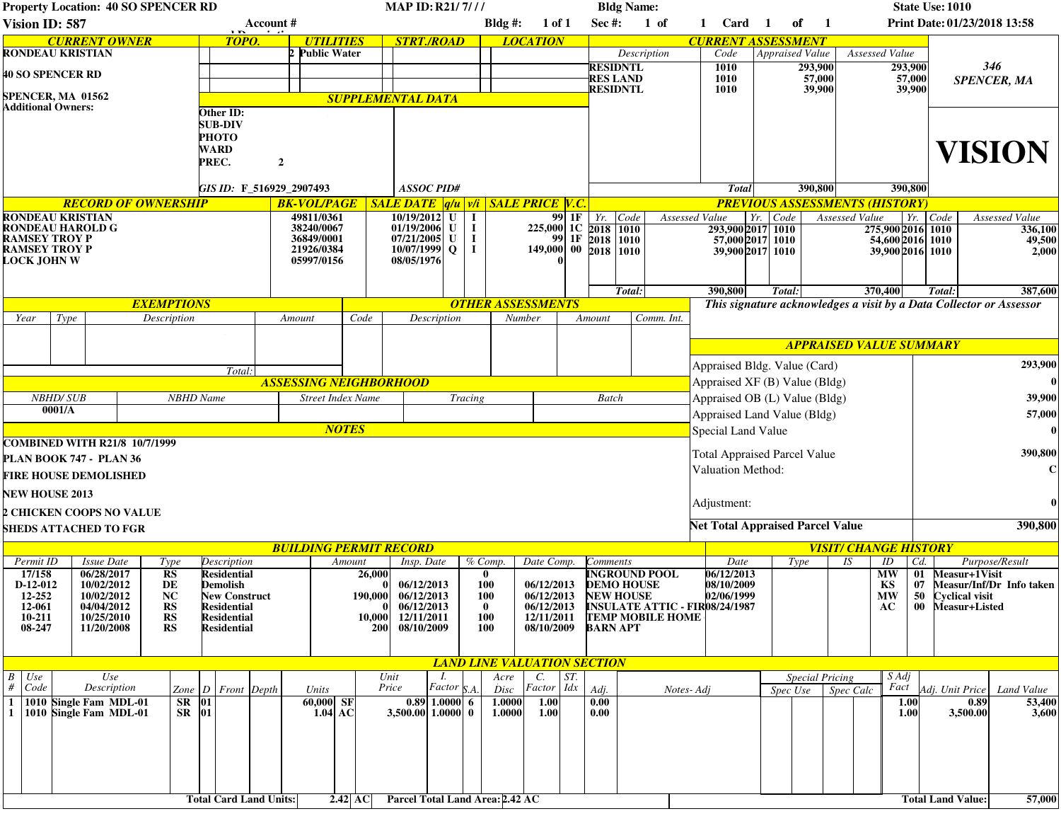**Property Location:** 40 SO SPENCER RD | **MAP ID:** R21/ 7/ / / | **Bldg Name:** | **State Use:** 1010

**Vision ID:** 587 | **Account #** | **Bldg #:** 1 of 1 | **Sec #:** 1 of 1 | **Card** 1 of 1 | **Print Date:** 01/23/2018 13:58

## CURRENT OWNER

RONDEAU KRISTIAN

40 SO SPENCER RD

SPENCER, MA 01562

Additional Owners:

| TOPO. | UTILITIES | STRT./ROAD | LOCATION |
|---|---|---|---|
| | 2 Public Water | | |

## SUPPLEMENTAL DATA

Other ID:
SUB-DIV
PHOTO
WARD
PREC. 2

GIS ID: F_516929_2907493

ASSOC PID#

## CURRENT ASSESSMENT

| Description | Code | Appraised Value | Assessed Value |
|---|---|---|---|
| RESIDNTL | 1010 | 293,900 | 293,900 |
| RES LAND | 1010 | 57,000 | 57,000 |
| RESIDNTL | 1010 | 39,900 | 39,900 |
| | Total | 390,800 | 390,800 |

346
SPENCER, MA

**VISION**

## RECORD OF OWNERSHIP

| Owner | BK-VOL/PAGE | SALE DATE | q/u | v/i | SALE PRICE | V.C. |
|---|---|---|---|---|---|---|
| RONDEAU KRISTIAN | 49811/0361 | 10/19/2012 | U | I | 99 | 1F |
| RONDEAU HAROLD G | 38240/0067 | 01/19/2006 | U | I | 225,000 | 1C |
| RAMSEY TROY P | 36849/0001 | 07/21/2005 | U | I | 99 | 1F |
| RAMSEY TROY P | 21926/0384 | 10/07/1999 | Q | I | 149,000 | 00 |
| LOCK JOHN W | 05997/0156 | 08/05/1976 | | | 0 | |

## PREVIOUS ASSESSMENTS (HISTORY)

| Yr. | Code | Assessed Value | Yr. | Code | Assessed Value | Yr. | Code | Assessed Value |
|---|---|---|---|---|---|---|---|---|
| 2018 | 1010 | 293,900 | 2017 | 1010 | 275,900 | 2016 | 1010 | 336,100 |
| 2018 | 1010 | 57,000 | 2017 | 1010 | 54,600 | 2016 | 1010 | 49,500 |
| 2018 | 1010 | 39,900 | 2017 | 1010 | 39,900 | 2016 | 1010 | 2,000 |
| | Total: | 390,800 | | Total: | 370,400 | | Total: | 387,600 |

## EXEMPTIONS

| Year | Type | Description | Amount |
|---|---|---|---|
| | | Total: | |

## OTHER ASSESSMENTS

| Code | Description | Number | Amount | Comm. Int. |
|---|---|---|---|---|
| | | | | |

*This signature acknowledges a visit by a Data Collector or Assessor*

## APPRAISED VALUE SUMMARY

| | |
|---|---|
| Appraised Bldg. Value (Card) | 293,900 |
| Appraised XF (B) Value (Bldg) | 0 |
| Appraised OB (L) Value (Bldg) | 39,900 |
| Appraised Land Value (Bldg) | 57,000 |
| Special Land Value | 0 |
| Total Appraised Parcel Value | 390,800 |
| Valuation Method: | C |
| Adjustment: | 0 |
| **Net Total Appraised Parcel Value** | 390,800 |

## ASSESSING NEIGHBORHOOD

| NBHD/ SUB | NBHD Name | Street Index Name | Tracing | Batch |
|---|---|---|---|---|
| 0001/A | | | | |

## NOTES

COMBINED WITH R21/8 10/7/1999

PLAN BOOK 747 - PLAN 36

FIRE HOUSE DEMOLISHED

NEW HOUSE 2013

2 CHICKEN COOPS NO VALUE

SHEDS ATTACHED TO FGR

## BUILDING PERMIT RECORD

| Permit ID | Issue Date | Type | Description | Amount | Insp. Date | % Comp. | Date Comp. | Comments |
|---|---|---|---|---|---|---|---|---|
| 17/158 | 06/28/2017 | RS | Residential | 26,000 | | 0 | | INGROUND POOL |
| D-12-012 | 10/02/2012 | DE | Demolish | 0 | 06/12/2013 | 100 | 06/12/2013 | DEMO HOUSE |
| 12-252 | 10/02/2012 | NC | New Construct | 190,000 | 06/12/2013 | 100 | 06/12/2013 | NEW HOUSE |
| 12-061 | 04/04/2012 | RS | Residential | 0 | 06/12/2013 | 0 | 06/12/2013 | INSULATE ATTIC - FIR |
| 10-211 | 10/25/2010 | RS | Residential | 10,000 | 12/11/2011 | 100 | 12/11/2011 | TEMP MOBILE HOME |
| 08-247 | 11/20/2008 | RS | Residential | 200 | 08/10/2009 | 100 | 08/10/2009 | BARN APT |

## VISIT/ CHANGE HISTORY

| Date | Type | IS | ID | Cd. | Purpose/Result |
|---|---|---|---|---|---|
| 06/12/2013 | | | MW | 01 | Measur+1Visit |
| 08/10/2009 | | | KS | 07 | Measur/Inf/Dr Info taken |
| 02/06/1999 | | | MW | 50 | Cyclical visit |
| 08/24/1987 | | | AC | 00 | Measur+Listed |

## LAND LINE VALUATION SECTION

| B # | Use Code | Use Description | Zone | D | Front | Depth | Units | Unit Price | I. Factor | S.A. | Acre Disc | C. Factor | ST. Idx | Adj. | Notes- Adj | Spec Use | Spec Calc | S Adj Fact | Adj. Unit Price | Land Value |
|---|---|---|---|---|---|---|---|---|---|---|---|---|---|---|---|---|---|---|---|---|
| 1 | 1010 | Single Fam MDL-01 | SR | 01 | | | 60,000 SF | 0.89 | 1.0000 | 6 | 1.0000 | 1.00 | | 0.00 | | | | 1.00 | 0.89 | 53,400 |
| 1 | 1010 | Single Fam MDL-01 | SR | 01 | | | 1.04 AC | 3,500.00 | 1.0000 | 0 | 1.0000 | 1.00 | | 0.00 | | | | 1.00 | 3,500.00 | 3,600 |

**Total Card Land Units:** 2.42 AC | **Parcel Total Land Area:** 2.42 AC | **Total Land Value:** 57,000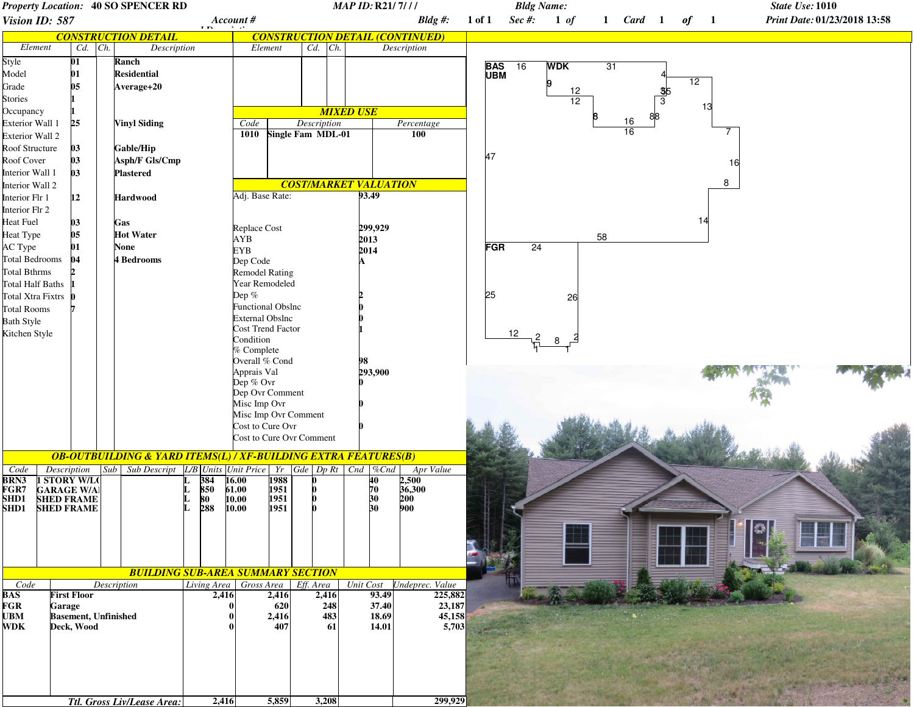**Property Location:** 40 SO SPENCER RD　**MAP ID:** R21/ 7/ / /　**Bldg Name:**　**State Use:** 1010

**Vision ID:** 587　**Account #**　**Bldg #:** 1 of 1　**Sec #:** 1 of 1　**Card** 1 of 1　**Print Date:** 01/23/2018 13:58

## CONSTRUCTION DETAIL

| Element | Cd. | Ch. | Description |
|---|---|---|---|
| Style | 01 | | Ranch |
| Model | 01 | | Residential |
| Grade | 05 | | Average+20 |
| Stories | 1 | | |
| Occupancy | 1 | | |
| Exterior Wall 1 | 25 | | Vinyl Siding |
| Exterior Wall 2 | | | |
| Roof Structure | 03 | | Gable/Hip |
| Roof Cover | 03 | | Asph/F Gls/Cmp |
| Interior Wall 1 | 03 | | Plastered |
| Interior Wall 2 | | | |
| Interior Flr 1 | 12 | | Hardwood |
| Interior Flr 2 | | | |
| Heat Fuel | 03 | | Gas |
| Heat Type | 05 | | Hot Water |
| AC Type | 01 | | None |
| Total Bedrooms | 04 | | 4 Bedrooms |
| Total Bthrms | 2 | | |
| Total Half Baths | 1 | | |
| Total Xtra Fixtrs | 0 | | |
| Total Rooms | 7 | | |
| Bath Style | | | |
| Kitchen Style | | | |

## CONSTRUCTION DETAIL (CONTINUED)

| Element | Cd. | Ch. | Description |
|---|---|---|---|

## MIXED USE

| Code | Description | Percentage |
|---|---|---|
| 1010 | Single Fam MDL-01 | 100 |

## COST/MARKET VALUATION

| | |
|---|---|
| Adj. Base Rate: | 93.49 |
| Replace Cost | 299,929 |
| AYB | 2013 |
| EYB | 2014 |
| Dep Code | A |
| Remodel Rating | |
| Year Remodeled | |
| Dep % | 2 |
| Functional Obslnc | 0 |
| External Obslnc | 0 |
| Cost Trend Factor | 1 |
| Condition | |
| % Complete | |
| Overall % Cond | 98 |
| Apprais Val | 293,900 |
| Dep % Ovr | 0 |
| Dep Ovr Comment | |
| Misc Imp Ovr | 0 |
| Misc Imp Ovr Comment | |
| Cost to Cure Ovr | 0 |
| Cost to Cure Ovr Comment | |

BAS
UBM
16
WDK
31
9
12
12
4
35
3
12
8
16
16
88
13
7
47
16
8
14
58
FGR
24
25
26
12
2
8
2
1
1

## OB-OUTBUILDING & YARD ITEMS(L) / XF-BUILDING EXTRA FEATURES(B)

| Code | Description | Sub | Sub Descript | L/B | Units | Unit Price | Yr | Gde | Dp Rt | Cnd | %Cnd | Apr Value |
|---|---|---|---|---|---|---|---|---|---|---|---|---|
| BRN3 | 1 STORY W/L( | | | L | 384 | 16.00 | 1988 | | 0 | | 40 | 2,500 |
| FGR7 | GARAGE W/Al | | | L | 850 | 61.00 | 1951 | | 0 | | 70 | 36,300 |
| SHD1 | SHED FRAME | | | L | 80 | 10.00 | 1951 | | 0 | | 30 | 200 |
| SHD1 | SHED FRAME | | | L | 288 | 10.00 | 1951 | | 0 | | 30 | 900 |

## BUILDING SUB-AREA SUMMARY SECTION

| Code | Description | Living Area | Gross Area | Eff. Area | Unit Cost | Undeprec. Value |
|---|---|---|---|---|---|---|
| BAS | First Floor | 2,416 | 2,416 | 2,416 | 93.49 | 225,882 |
| FGR | Garage | 0 | 620 | 248 | 37.40 | 23,187 |
| UBM | Basement, Unfinished | 0 | 2,416 | 483 | 18.69 | 45,158 |
| WDK | Deck, Wood | 0 | 407 | 61 | 14.01 | 5,703 |
| | Ttl. Gross Liv/Lease Area: | 2,416 | 5,859 | 3,208 | | 299,929 |